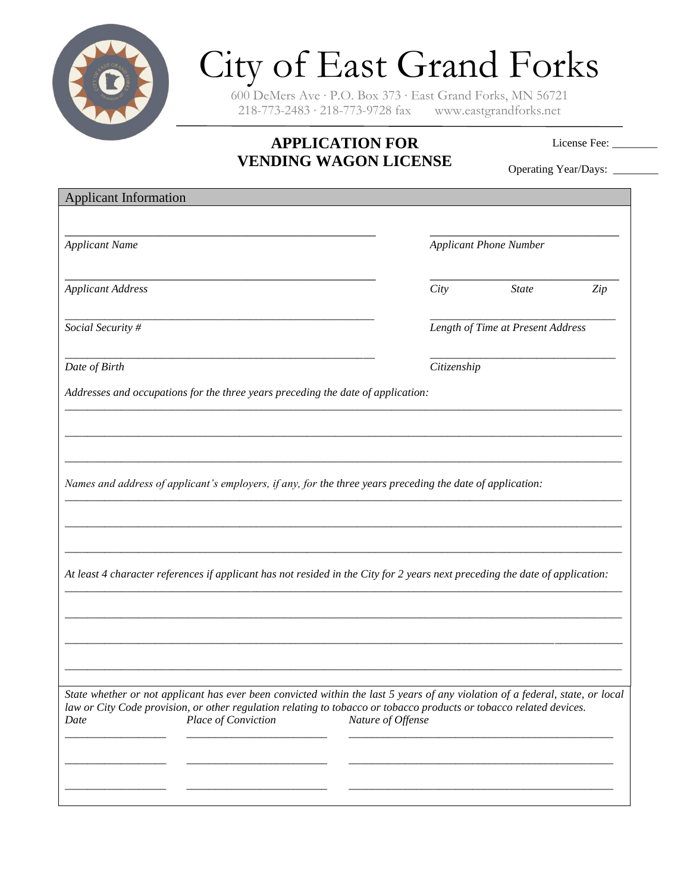# City of East Grand Forks

600 DeMers Ave · P.O. Box 373 · East Grand Forks, MN 56721
218-773-2483 · 218-773-9728 fax     www.eastgrandforks.net

## APPLICATION FOR VENDING WAGON LICENSE

License Fee: ________

Operating Year/Days: ________

### Applicant Information

_______________________________________________ *Applicant Name*

_______________________________ *Applicant Phone Number*

_______________________________________________ *Applicant Address*

_______________________________ *City* *State* *Zip*

_______________________________________________ *Social Security #*

_______________________________ *Length of Time at Present Address*

_______________________________________________ *Date of Birth*

_______________________________ *Citizenship*

*Addresses and occupations for the three years preceding the date of application:*

_____________________________________________________________________________________

_____________________________________________________________________________________

_____________________________________________________________________________________

*Names and address of applicant's employers, if any, for the three years preceding the date of application:*

_____________________________________________________________________________________

_____________________________________________________________________________________

_____________________________________________________________________________________

*At least 4 character references if applicant has not resided in the City for 2 years next preceding the date of application:*

_____________________________________________________________________________________

_____________________________________________________________________________________

_____________________________________________________________________________________

_____________________________________________________________________________________

*State whether or not applicant has ever been convicted within the last 5 years of any violation of a federal, state, or local law or City Code provision, or other regulation relating to tobacco or tobacco products or tobacco related devices.*

| *Date* | *Place of Conviction* | *Nature of Offense* |
|---|---|---|
| | | |
| | | |
| | | |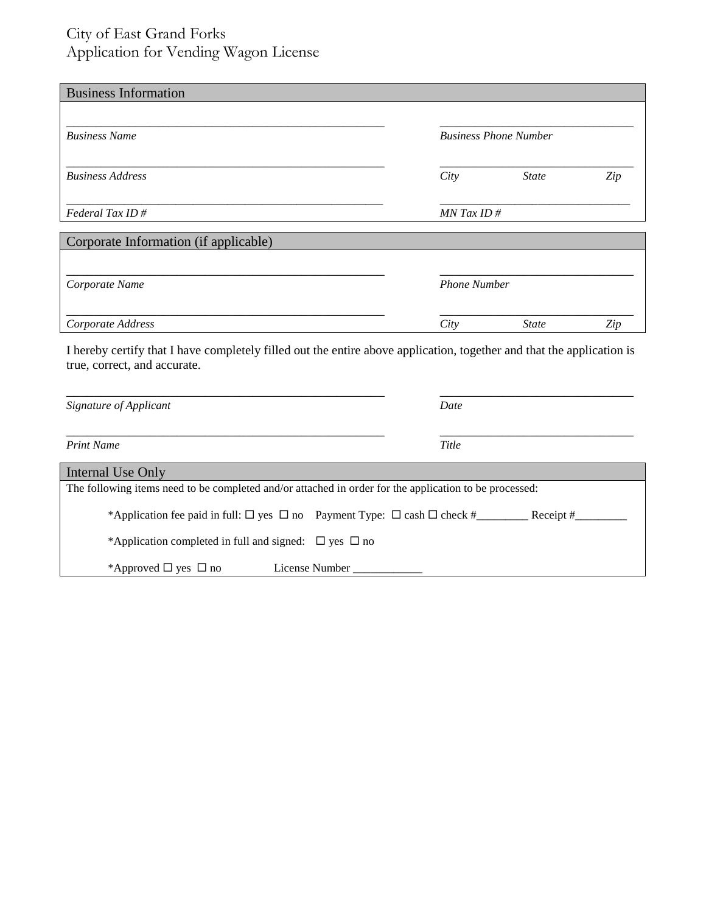City of East Grand Forks
Application for Vending Wagon License

## Business Information

| | |
|---|---|
| ______________________________ | ______________________________ |
| *Business Name* | *Business Phone Number* |
| ______________________________ | ______________________________ |
| *Business Address* | *City State Zip* |
| ______________________________ | ______________________________ |
| *Federal Tax ID #* | *MN Tax ID #* |

## Corporate Information (if applicable)

| | |
|---|---|
| ______________________________ | ______________________________ |
| *Corporate Name* | *Phone Number* |
| ______________________________ | ______________________________ |
| *Corporate Address* | *City State Zip* |

I hereby certify that I have completely filled out the entire above application, together and that the application is true, correct, and accurate.

| | |
|---|---|
| ______________________________ | ______________________________ |
| *Signature of Applicant* | *Date* |
| ______________________________ | ______________________________ |
| *Print Name* | *Title* |

## Internal Use Only

The following items need to be completed and/or attached in order for the application to be processed:

*Application fee paid in full: ☐ yes ☐ no Payment Type: ☐ cash ☐ check #_________ Receipt #_________

*Application completed in full and signed: ☐ yes ☐ no

*Approved ☐ yes ☐ no License Number ____________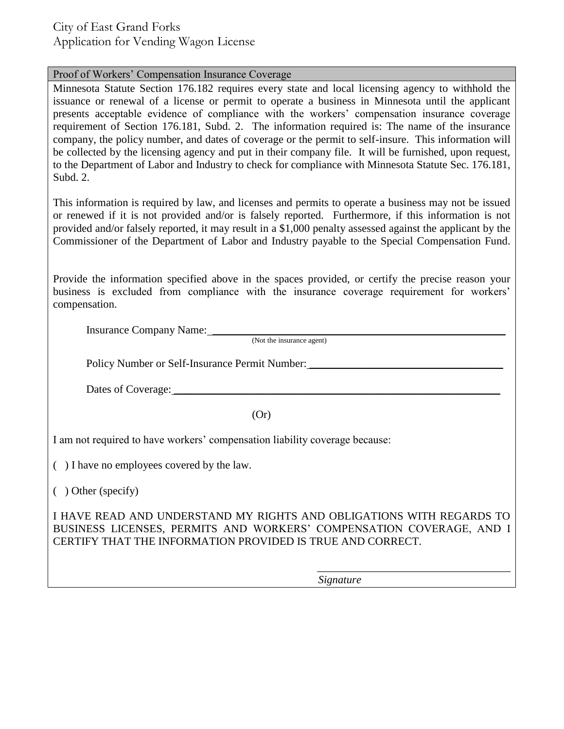City of East Grand Forks
Application for Vending Wagon License

## Proof of Workers' Compensation Insurance Coverage

Minnesota Statute Section 176.182 requires every state and local licensing agency to withhold the issuance or renewal of a license or permit to operate a business in Minnesota until the applicant presents acceptable evidence of compliance with the workers' compensation insurance coverage requirement of Section 176.181, Subd. 2. The information required is: The name of the insurance company, the policy number, and dates of coverage or the permit to self-insure. This information will be collected by the licensing agency and put in their company file. It will be furnished, upon request, to the Department of Labor and Industry to check for compliance with Minnesota Statute Sec. 176.181, Subd. 2.

This information is required by law, and licenses and permits to operate a business may not be issued or renewed if it is not provided and/or is falsely reported. Furthermore, if this information is not provided and/or falsely reported, it may result in a $1,000 penalty assessed against the applicant by the Commissioner of the Department of Labor and Industry payable to the Special Compensation Fund.

Provide the information specified above in the spaces provided, or certify the precise reason your business is excluded from compliance with the insurance coverage requirement for workers' compensation.

Insurance Company Name: ______________________________________________________
(Not the insurance agent)

Policy Number or Self-Insurance Permit Number: ________________________________

Dates of Coverage: ____________________________________________________________

(Or)

I am not required to have workers' compensation liability coverage because:

( ) I have no employees covered by the law.

( ) Other (specify)

I HAVE READ AND UNDERSTAND MY RIGHTS AND OBLIGATIONS WITH REGARDS TO BUSINESS LICENSES, PERMITS AND WORKERS' COMPENSATION COVERAGE, AND I CERTIFY THAT THE INFORMATION PROVIDED IS TRUE AND CORRECT.

___________________________________
*Signature*